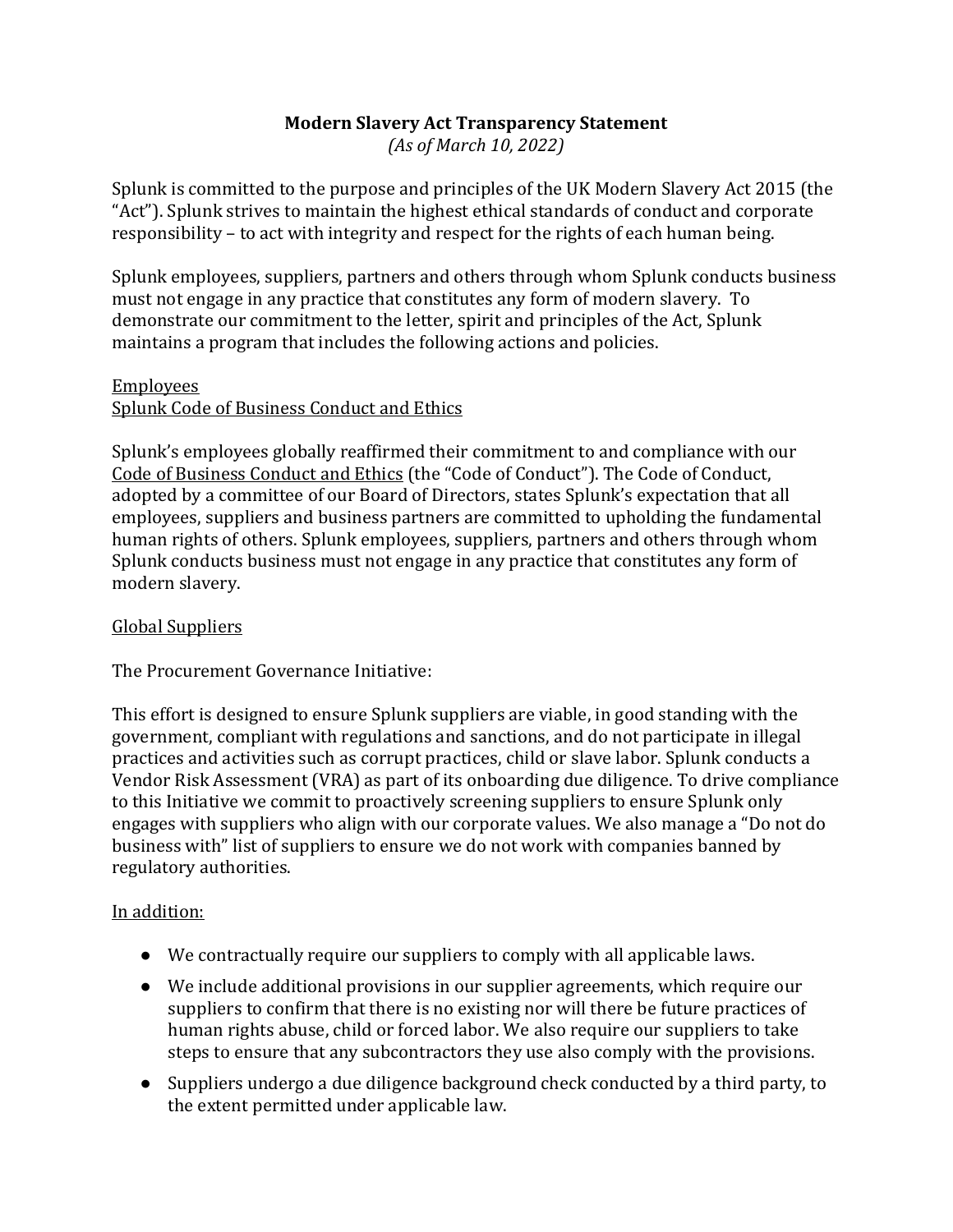# Modern Slavery Act Transparency Statement

*(As of March 10, 2022)*

Splunk is committed to the purpose and principles of the UK Modern Slavery Act 2015 (the "Act"). Splunk strives to maintain the highest ethical standards of conduct and corporate responsibility – to act with integrity and respect for the rights of each human being.

Splunk employees, suppliers, partners and others through whom Splunk conducts business must not engage in any practice that constitutes any form of modern slavery. To demonstrate our commitment to the letter, spirit and principles of the Act, Splunk maintains a program that includes the following actions and policies.

## Employees

### Splunk Code of Business Conduct and Ethics

Splunk's employees globally reaffirmed their commitment to and compliance with our Code of Business Conduct and Ethics (the "Code of Conduct"). The Code of Conduct, adopted by a committee of our Board of Directors, states Splunk's expectation that all employees, suppliers and business partners are committed to upholding the fundamental human rights of others. Splunk employees, suppliers, partners and others through whom Splunk conducts business must not engage in any practice that constitutes any form of modern slavery.

## Global Suppliers

The Procurement Governance Initiative:

This effort is designed to ensure Splunk suppliers are viable, in good standing with the government, compliant with regulations and sanctions, and do not participate in illegal practices and activities such as corrupt practices, child or slave labor. Splunk conducts a Vendor Risk Assessment (VRA) as part of its onboarding due diligence. To drive compliance to this Initiative we commit to proactively screening suppliers to ensure Splunk only engages with suppliers who align with our corporate values. We also manage a "Do not do business with" list of suppliers to ensure we do not work with companies banned by regulatory authorities.

### In addition:

- We contractually require our suppliers to comply with all applicable laws.
- We include additional provisions in our supplier agreements, which require our suppliers to confirm that there is no existing nor will there be future practices of human rights abuse, child or forced labor. We also require our suppliers to take steps to ensure that any subcontractors they use also comply with the provisions.
- Suppliers undergo a due diligence background check conducted by a third party, to the extent permitted under applicable law.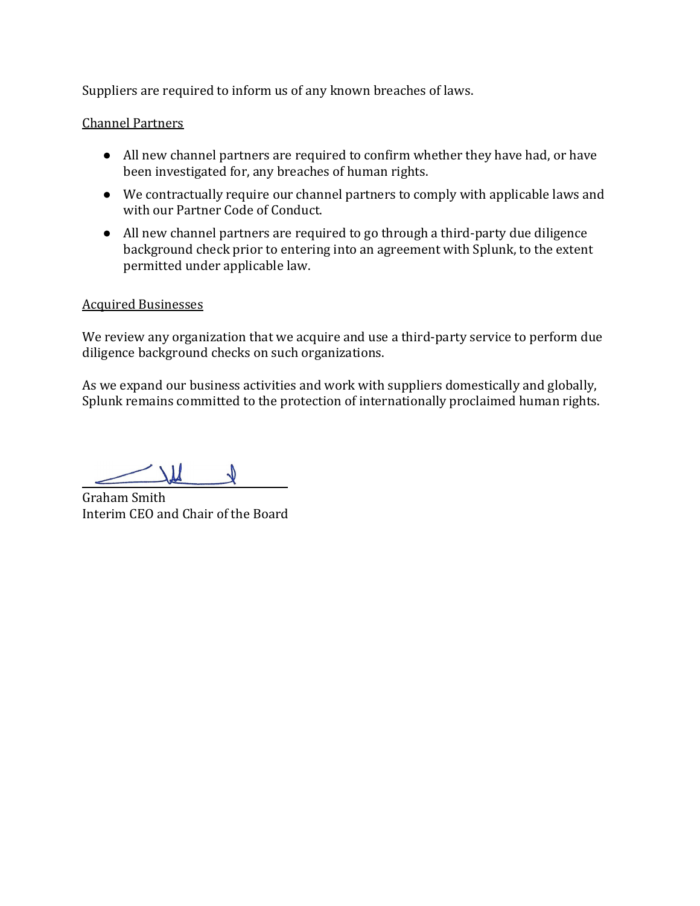Suppliers are required to inform us of any known breaches of laws.

<u>Channel Partners</u>

- All new channel partners are required to confirm whether they have had, or have been investigated for, any breaches of human rights.
- We contractually require our channel partners to comply with applicable laws and with our Partner Code of Conduct.
- All new channel partners are required to go through a third-party due diligence background check prior to entering into an agreement with Splunk, to the extent permitted under applicable law.

<u>Acquired Businesses</u>

We review any organization that we acquire and use a third-party service to perform due diligence background checks on such organizations.

As we expand our business activities and work with suppliers domestically and globally, Splunk remains committed to the protection of internationally proclaimed human rights.

Graham Smith
Interim CEO and Chair of the Board